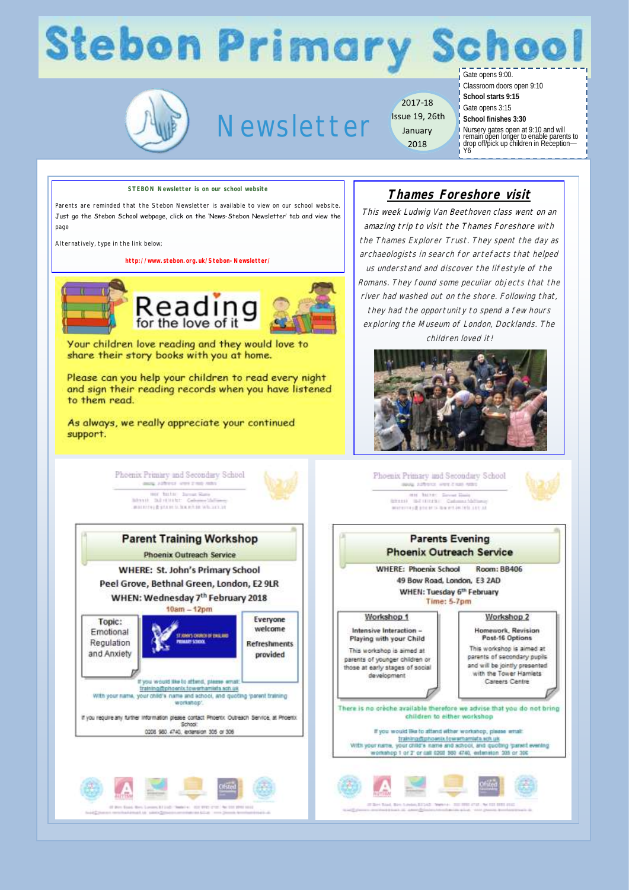# Stebon Primary School

## Newsletter

2017-18
Issue 19, 26th January 2018

Gate opens 9:00.
Classroom doors open 9:10
**School starts 9:15**
Gate opens 3:15
**School finishes 3:30**
Nursery gates open at 9:10 and will remain open longer to enable parents to drop off/pick up children in Reception—Y6

**STEBON Newsletter is on our school website**

Parents are reminded that the Stebon Newsletter is available to view on our school website. Just go the Stebon School webpage, click on the 'News-Stebon Newsletter' tab and view the page

Alternatively, type in the link below;

**http://www.stebon.org.uk/Stebon-Newsletter/**

## Reading for the love of it

Your children love reading and they would love to share their story books with you at home.

Please can you help your children to read every night and sign their reading records when you have listened to them read.

As always, we really appreciate your continued support.

## Thames Foreshore visit

*This week Ludwig Van Beethoven class went on an amazing trip to visit the Thames Foreshore with the Thames Explorer Trust. They spent the day as archaeologists in search for artefacts that helped us understand and discover the lifestyle of the Romans. They found some peculiar objects that the river had washed out on the shore. Following that, they had the opportunity to spend a few hours exploring the Museum of London, Docklands. The children loved it!*

Phoenix Primary and Secondary School

### Parent Training Workshop

Phoenix Outreach Service

WHERE: St. John's Primary School
Peel Grove, Bethnal Green, London, E2 9LR
WHEN: Wednesday 7th February 2018
10am – 12pm

Topic: Emotional Regulation and Anxiety

Everyone welcome

Refreshments provided

If you would like to attend, please email: training@phoenix.towerhamlets.sch.uk
With your name, your child's name and school, and quoting 'parent training workshop'.

If you require any further information please contact Phoenix Outreach Service, at Phoenix School:
0208 980 4740, extension 305 or 306

Phoenix Primary and Secondary School

### Parents Evening

Phoenix Outreach Service

WHERE: Phoenix School Room: BB406
49 Bow Road, London, E3 2AD
WHEN: Tuesday 6th February
Time: 5-7pm

**Workshop 1**
Intensive Interaction – Playing with your Child
This workshop is aimed at parents of younger children or those at early stages of social development

**Workshop 2**
Homework, Revision Post-16 Options
This workshop is aimed at parents of secondary pupils and will be jointly presented with the Tower Hamlets Careers Centre

There is no crèche available therefore we advise that you do not bring children to either workshop

If you would like to attend either workshop, please email: training@phoenix.towerhamlets.sch.uk
With your name, your child's name and school, and quoting 'parent evening workshop 1 or 2' or call 0208 980 4740, extension 305 or 306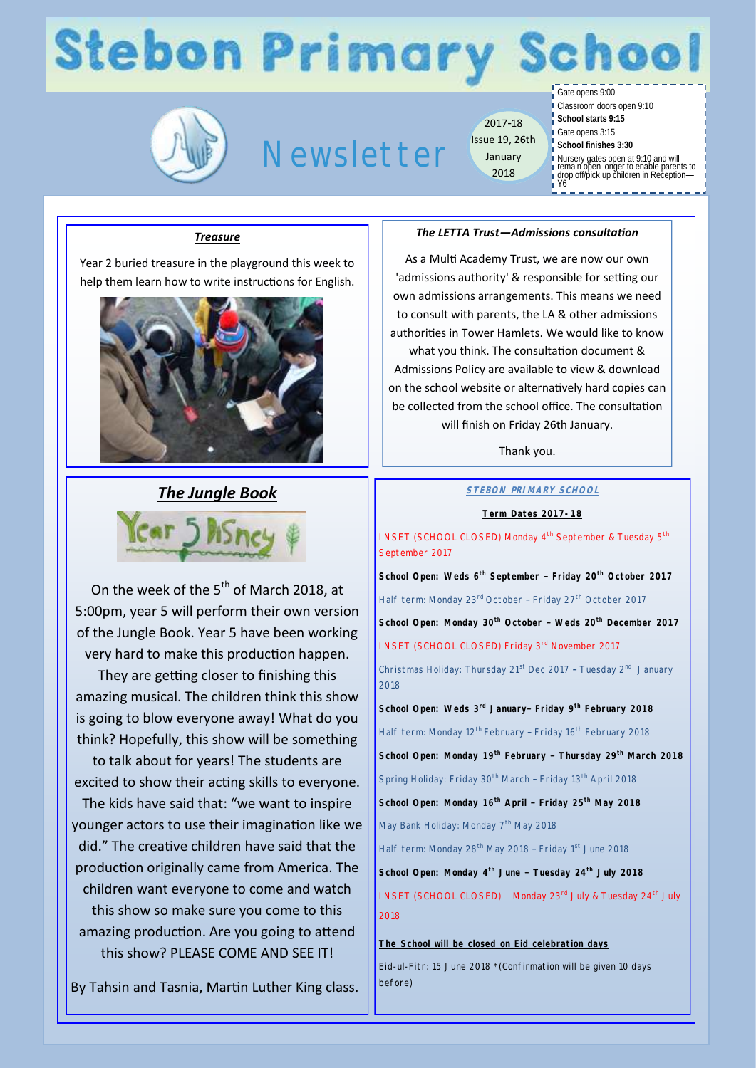# Stebon Primary School

## Newsletter

2017-18 Issue 19, 26th January 2018

Gate opens 9:00
Classroom doors open 9:10
**School starts 9:15**
Gate opens 3:15
**School finishes 3:30**
Nursery gates open at 9:10 and will remain open longer to enable parents to drop off/pick up children in Reception—Y6

### *Treasure*

Year 2 buried treasure in the playground this week to help them learn how to write instructions for English.

### *The LETTA Trust—Admissions consultation*

As a Multi Academy Trust, we are now our own 'admissions authority' & responsible for setting our own admissions arrangements. This means we need to consult with parents, the LA & other admissions authorities in Tower Hamlets. We would like to know what you think. The consultation document & Admissions Policy are available to view & download on the school website or alternatively hard copies can be collected from the school office. The consultation will finish on Friday 26th January.

Thank you.

### *The Jungle Book*

Year 5 Disney

On the week of the 5th of March 2018, at 5:00pm, year 5 will perform their own version of the Jungle Book. Year 5 have been working very hard to make this production happen. They are getting closer to finishing this amazing musical. The children think this show is going to blow everyone away! What do you think? Hopefully, this show will be something to talk about for years! The students are excited to show their acting skills to everyone. The kids have said that: "we want to inspire younger actors to use their imagination like we did." The creative children have said that the production originally came from America. The children want everyone to come and watch this show so make sure you come to this amazing production. Are you going to attend this show? PLEASE COME AND SEE IT!

By Tahsin and Tasnia, Martin Luther King class.

### *STEBON PRIMARY SCHOOL*

**Term Dates 2017-18**

INSET (SCHOOL CLOSED) Monday 4th September & Tuesday 5th September 2017

**School Open: Weds 6th September – Friday 20th October 2017**

Half term: Monday 23rd October – Friday 27th October 2017

**School Open: Monday 30th October – Weds 20th December 2017**

INSET (SCHOOL CLOSED) Friday 3rd November 2017

Christmas Holiday: Thursday 21st Dec 2017 – Tuesday 2nd January 2018

**School Open: Weds 3rd January– Friday 9th February 2018**

Half term: Monday 12th February – Friday 16th February 2018

**School Open: Monday 19th February – Thursday 29th March 2018**

Spring Holiday: Friday 30th March – Friday 13th April 2018

**School Open: Monday 16th April – Friday 25th May 2018**

May Bank Holiday: Monday 7th May 2018

Half term: Monday 28th May 2018 – Friday 1st June 2018

**School Open: Monday 4th June – Tuesday 24th July 2018**

INSET (SCHOOL CLOSED) Monday 23rd July & Tuesday 24th July 2018

**The School will be closed on Eid celebration days**

Eid-ul-Fitr: 15 June 2018 *(Confirmation will be given 10 days before)